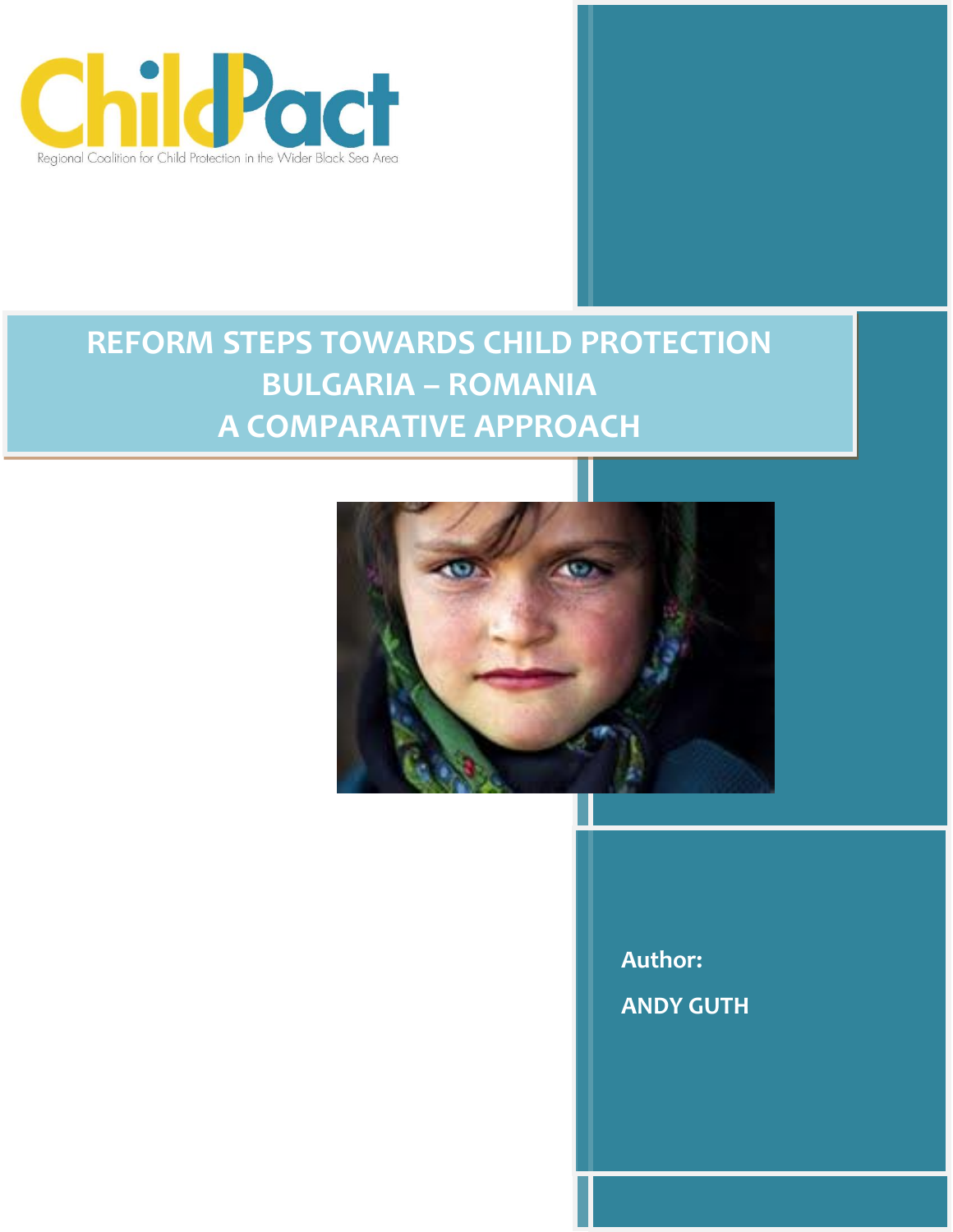ChildPact

Regional Coalition for Child Protection in the Wider Black Sea Area

# REFORM STEPS TOWARDS CHILD PROTECTION BULGARIA – ROMANIA A COMPARATIVE APPROACH

**Author:**

**ANDY GUTH**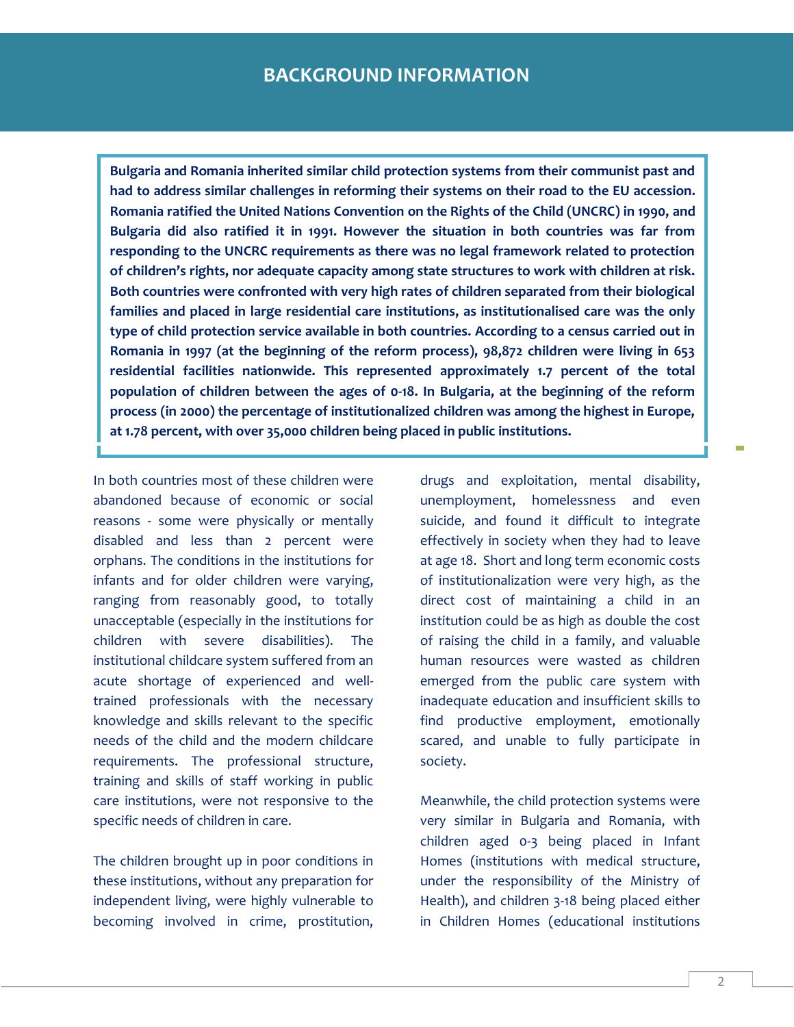# BACKGROUND INFORMATION

**Bulgaria and Romania inherited similar child protection systems from their communist past and had to address similar challenges in reforming their systems on their road to the EU accession. Romania ratified the United Nations Convention on the Rights of the Child (UNCRC) in 1990, and Bulgaria did also ratified it in 1991. However the situation in both countries was far from responding to the UNCRC requirements as there was no legal framework related to protection of children's rights, nor adequate capacity among state structures to work with children at risk. Both countries were confronted with very high rates of children separated from their biological families and placed in large residential care institutions, as institutionalised care was the only type of child protection service available in both countries. According to a census carried out in Romania in 1997 (at the beginning of the reform process), 98,872 children were living in 653 residential facilities nationwide. This represented approximately 1.7 percent of the total population of children between the ages of 0-18. In Bulgaria, at the beginning of the reform process (in 2000) the percentage of institutionalized children was among the highest in Europe, at 1.78 percent, with over 35,000 children being placed in public institutions.**

In both countries most of these children were abandoned because of economic or social reasons - some were physically or mentally disabled and less than 2 percent were orphans. The conditions in the institutions for infants and for older children were varying, ranging from reasonably good, to totally unacceptable (especially in the institutions for children with severe disabilities). The institutional childcare system suffered from an acute shortage of experienced and well-trained professionals with the necessary knowledge and skills relevant to the specific needs of the child and the modern childcare requirements. The professional structure, training and skills of staff working in public care institutions, were not responsive to the specific needs of children in care.

The children brought up in poor conditions in these institutions, without any preparation for independent living, were highly vulnerable to becoming involved in crime, prostitution, drugs and exploitation, mental disability, unemployment, homelessness and even suicide, and found it difficult to integrate effectively in society when they had to leave at age 18. Short and long term economic costs of institutionalization were very high, as the direct cost of maintaining a child in an institution could be as high as double the cost of raising the child in a family, and valuable human resources were wasted as children emerged from the public care system with inadequate education and insufficient skills to find productive employment, emotionally scared, and unable to fully participate in society.

Meanwhile, the child protection systems were very similar in Bulgaria and Romania, with children aged 0-3 being placed in Infant Homes (institutions with medical structure, under the responsibility of the Ministry of Health), and children 3-18 being placed either in Children Homes (educational institutions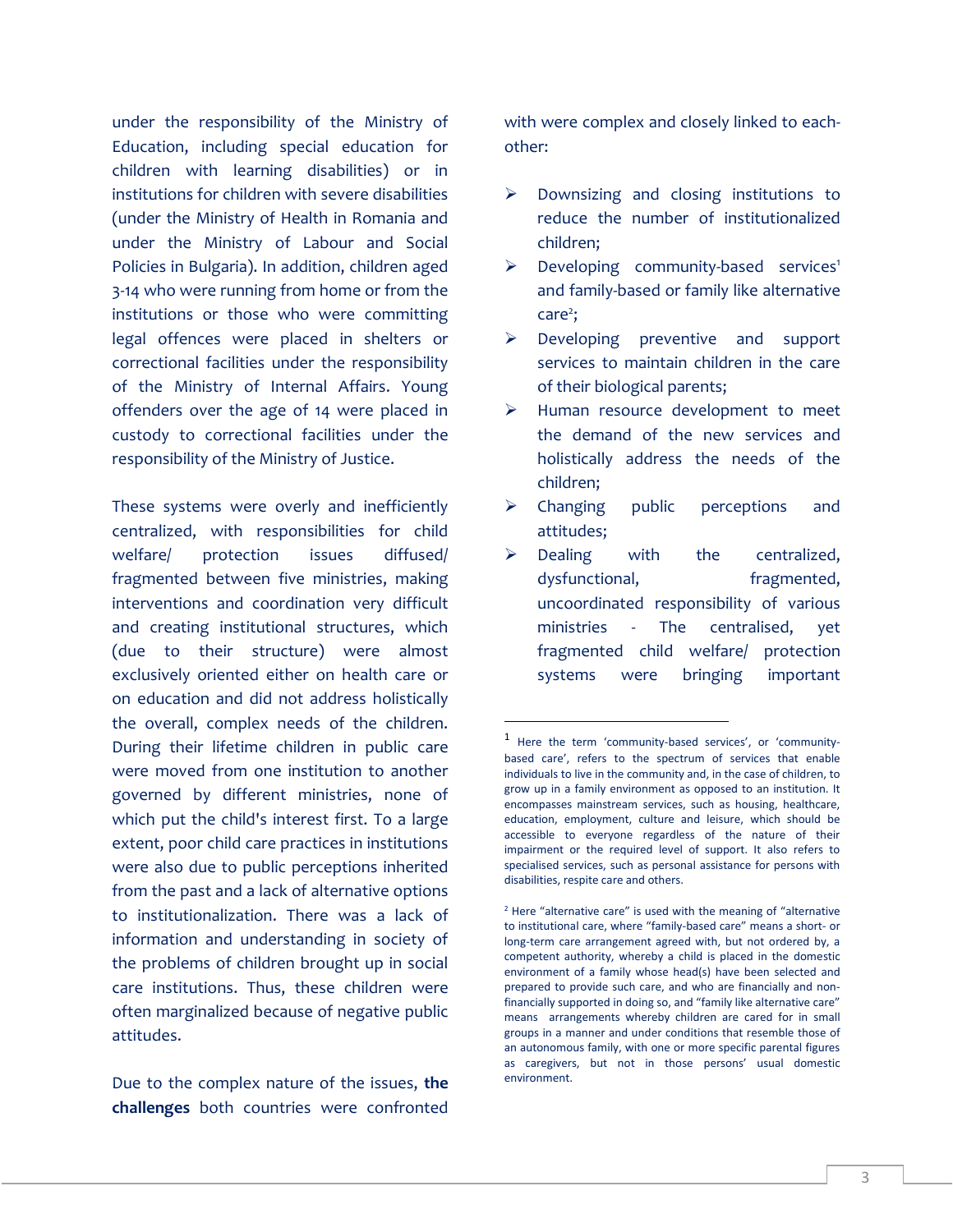under the responsibility of the Ministry of Education, including special education for children with learning disabilities) or in institutions for children with severe disabilities (under the Ministry of Health in Romania and under the Ministry of Labour and Social Policies in Bulgaria). In addition, children aged 3-14 who were running from home or from the institutions or those who were committing legal offences were placed in shelters or correctional facilities under the responsibility of the Ministry of Internal Affairs. Young offenders over the age of 14 were placed in custody to correctional facilities under the responsibility of the Ministry of Justice.

These systems were overly and inefficiently centralized, with responsibilities for child welfare/ protection issues diffused/ fragmented between five ministries, making interventions and coordination very difficult and creating institutional structures, which (due to their structure) were almost exclusively oriented either on health care or on education and did not address holistically the overall, complex needs of the children. During their lifetime children in public care were moved from one institution to another governed by different ministries, none of which put the child's interest first. To a large extent, poor child care practices in institutions were also due to public perceptions inherited from the past and a lack of alternative options to institutionalization. There was a lack of information and understanding in society of the problems of children brought up in social care institutions. Thus, these children were often marginalized because of negative public attitudes.

Due to the complex nature of the issues, **the challenges** both countries were confronted with were complex and closely linked to each-other:

- Downsizing and closing institutions to reduce the number of institutionalized children;
- Developing community-based services[1] and family-based or family like alternative care[2];
- Developing preventive and support services to maintain children in the care of their biological parents;
- Human resource development to meet the demand of the new services and holistically address the needs of the children;
- Changing public perceptions and attitudes;
- Dealing with the centralized, dysfunctional, fragmented, uncoordinated responsibility of various ministries - The centralised, yet fragmented child welfare/ protection systems were bringing important

---

[1] Here the term 'community-based services', or 'community-based care', refers to the spectrum of services that enable individuals to live in the community and, in the case of children, to grow up in a family environment as opposed to an institution. It encompasses mainstream services, such as housing, healthcare, education, employment, culture and leisure, which should be accessible to everyone regardless of the nature of their impairment or the required level of support. It also refers to specialised services, such as personal assistance for persons with disabilities, respite care and others.

[2] Here "alternative care" is used with the meaning of "alternative to institutional care, where "family-based care" means a short- or long-term care arrangement agreed with, but not ordered by, a competent authority, whereby a child is placed in the domestic environment of a family whose head(s) have been selected and prepared to provide such care, and who are financially and non-financially supported in doing so, and "family like alternative care" means arrangements whereby children are cared for in small groups in a manner and under conditions that resemble those of an autonomous family, with one or more specific parental figures as caregivers, but not in those persons' usual domestic environment.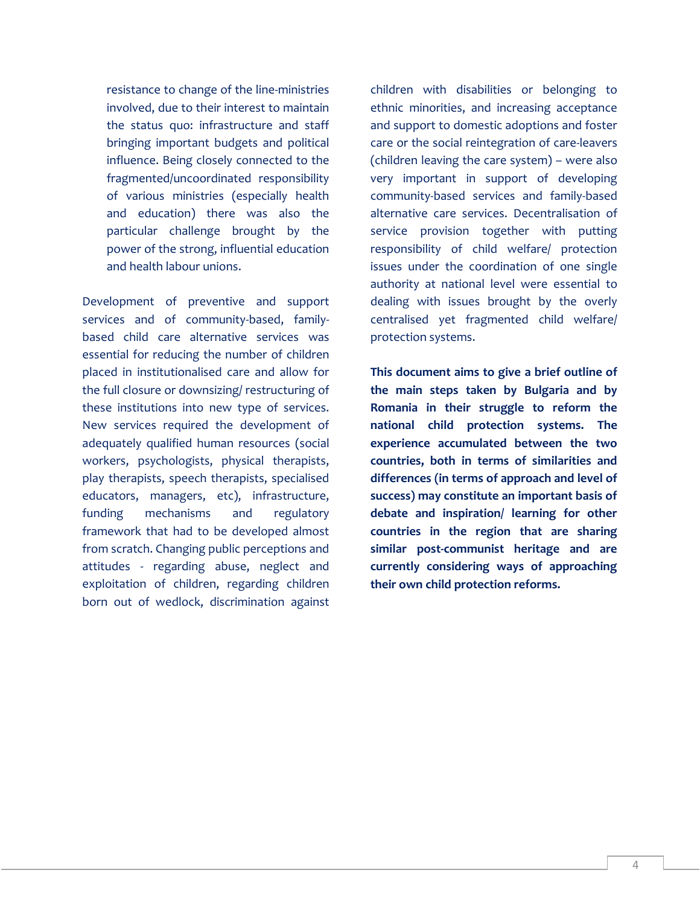resistance to change of the line-ministries involved, due to their interest to maintain the status quo: infrastructure and staff bringing important budgets and political influence. Being closely connected to the fragmented/uncoordinated responsibility of various ministries (especially health and education) there was also the particular challenge brought by the power of the strong, influential education and health labour unions.

Development of preventive and support services and of community-based, family-based child care alternative services was essential for reducing the number of children placed in institutionalised care and allow for the full closure or downsizing/ restructuring of these institutions into new type of services. New services required the development of adequately qualified human resources (social workers, psychologists, physical therapists, play therapists, speech therapists, specialised educators, managers, etc), infrastructure, funding mechanisms and regulatory framework that had to be developed almost from scratch. Changing public perceptions and attitudes - regarding abuse, neglect and exploitation of children, regarding children born out of wedlock, discrimination against children with disabilities or belonging to ethnic minorities, and increasing acceptance and support to domestic adoptions and foster care or the social reintegration of care-leavers (children leaving the care system) – were also very important in support of developing community-based services and family-based alternative care services. Decentralisation of service provision together with putting responsibility of child welfare/ protection issues under the coordination of one single authority at national level were essential to dealing with issues brought by the overly centralised yet fragmented child welfare/ protection systems.

**This document aims to give a brief outline of the main steps taken by Bulgaria and by Romania in their struggle to reform the national child protection systems. The experience accumulated between the two countries, both in terms of similarities and differences (in terms of approach and level of success) may constitute an important basis of debate and inspiration/ learning for other countries in the region that are sharing similar post-communist heritage and are currently considering ways of approaching their own child protection reforms.**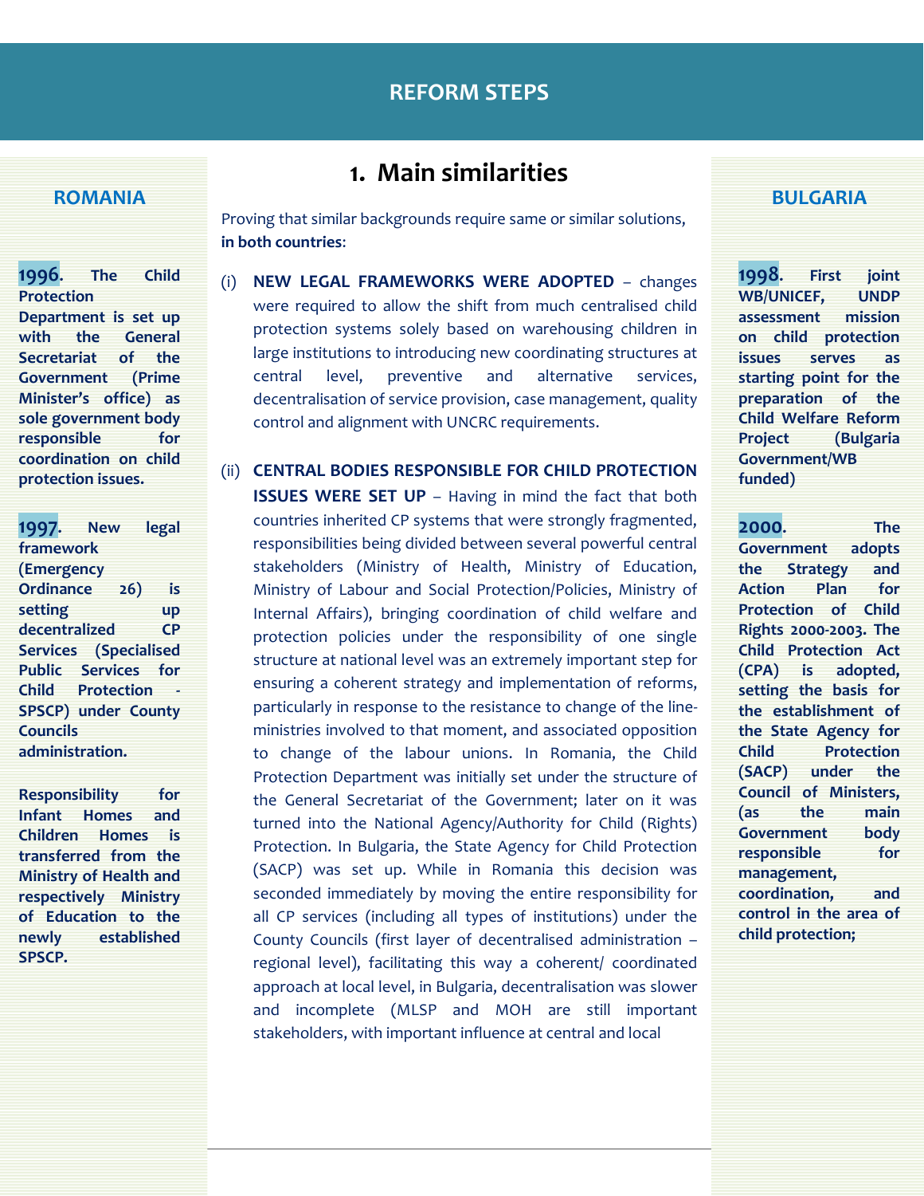# REFORM STEPS

## 1. Main similarities

Proving that similar backgrounds require same or similar solutions, **in both countries**:

(i) **NEW LEGAL FRAMEWORKS WERE ADOPTED** – changes were required to allow the shift from much centralised child protection systems solely based on warehousing children in large institutions to introducing new coordinating structures at central level, preventive and alternative services, decentralisation of service provision, case management, quality control and alignment with UNCRC requirements.

(ii) **CENTRAL BODIES RESPONSIBLE FOR CHILD PROTECTION ISSUES WERE SET UP** – Having in mind the fact that both countries inherited CP systems that were strongly fragmented, responsibilities being divided between several powerful central stakeholders (Ministry of Health, Ministry of Education, Ministry of Labour and Social Protection/Policies, Ministry of Internal Affairs), bringing coordination of child welfare and protection policies under the responsibility of one single structure at national level was an extremely important step for ensuring a coherent strategy and implementation of reforms, particularly in response to the resistance to change of the line-ministries involved to that moment, and associated opposition to change of the labour unions. In Romania, the Child Protection Department was initially set under the structure of the General Secretariat of the Government; later on it was turned into the National Agency/Authority for Child (Rights) Protection. In Bulgaria, the State Agency for Child Protection (SACP) was set up. While in Romania this decision was seconded immediately by moving the entire responsibility for all CP services (including all types of institutions) under the County Councils (first layer of decentralised administration – regional level), facilitating this way a coherent/ coordinated approach at local level, in Bulgaria, decentralisation was slower and incomplete (MLSP and MOH are still important stakeholders, with important influence at central and local

### ROMANIA

**1996. The Child Protection Department is set up with the General Secretariat of the Government (Prime Minister's office) as sole government body responsible for coordination on child protection issues.**

**1997. New legal framework (Emergency Ordinance 26) is setting up decentralized CP Services (Specialised Public Services for Child Protection - SPSCP) under County Councils administration.**

**Responsibility for Infant Homes and Children Homes is transferred from the Ministry of Health and respectively Ministry of Education to the newly established SPSCP.**

### BULGARIA

**1998. First joint WB/UNICEF, UNDP assessment mission on child protection issues serves as starting point for the preparation of the Child Welfare Reform Project (Bulgaria Government/WB funded)**

**2000. The Government adopts the Strategy and Action Plan for Protection of Child Rights 2000-2003. The Child Protection Act (CPA) is adopted, setting the basis for the establishment of the State Agency for Child Protection (SACP) under the Council of Ministers, (as the main Government body responsible for management, coordination, and control in the area of child protection;**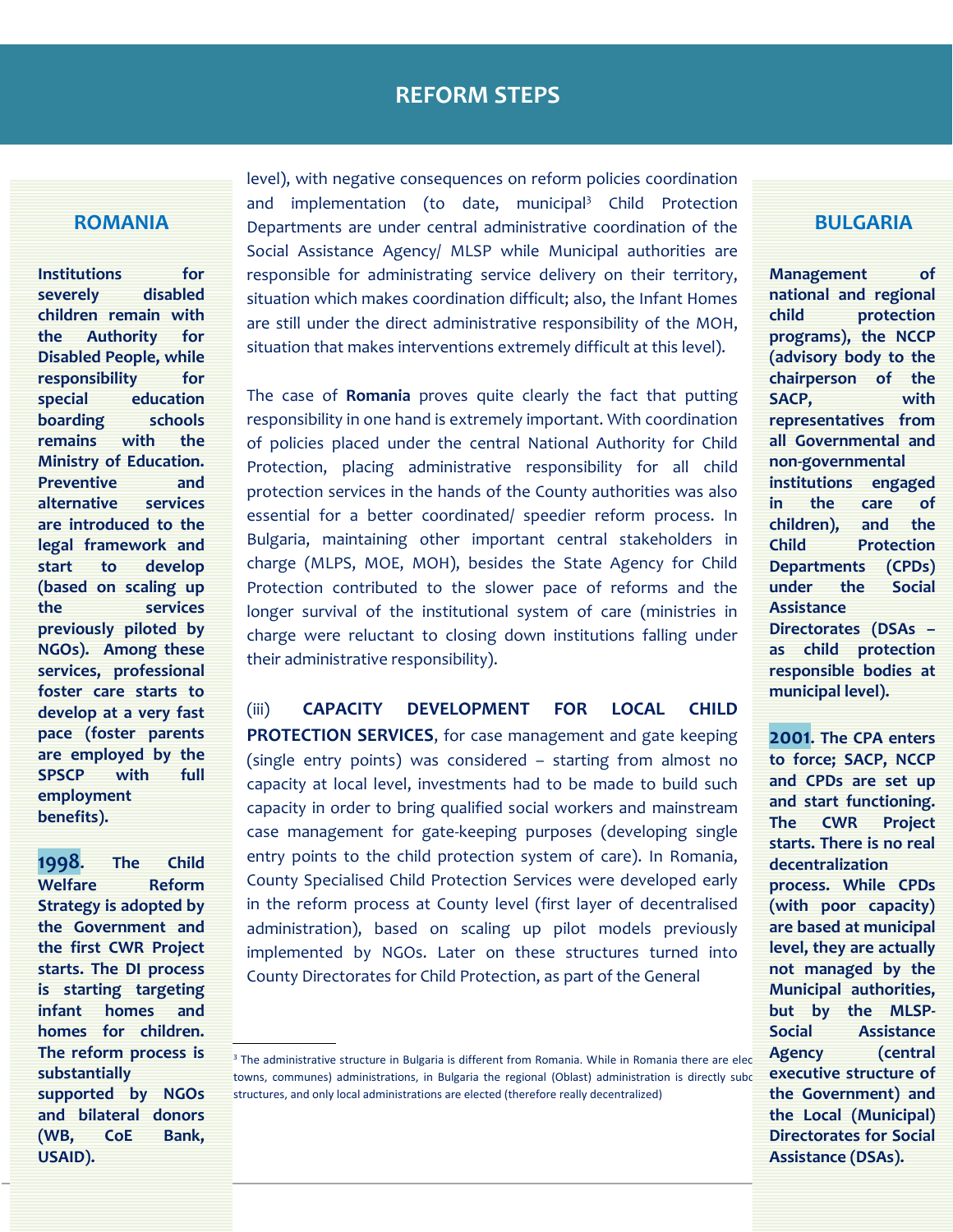# REFORM STEPS

## ROMANIA

**Institutions for severely disabled children remain with the Authority for Disabled People, while responsibility for special education boarding schools remains with the Ministry of Education. Preventive and alternative services are introduced to the legal framework and start to develop (based on scaling up the services previously piloted by NGOs). Among these services, professional foster care starts to develop at a very fast pace (foster parents are employed by the SPSCP with full employment benefits).**

**1998. The Child Welfare Reform Strategy is adopted by the Government and the first CWR Project starts. The DI process is starting targeting infant homes and homes for children. The reform process is substantially supported by NGOs and bilateral donors (WB, CoE Bank, USAID).**

level), with negative consequences on reform policies coordination and implementation (to date, municipal[3] Child Protection Departments are under central administrative coordination of the Social Assistance Agency/ MLSP while Municipal authorities are responsible for administrating service delivery on their territory, situation which makes coordination difficult; also, the Infant Homes are still under the direct administrative responsibility of the MOH, situation that makes interventions extremely difficult at this level).

The case of **Romania** proves quite clearly the fact that putting responsibility in one hand is extremely important. With coordination of policies placed under the central National Authority for Child Protection, placing administrative responsibility for all child protection services in the hands of the County authorities was also essential for a better coordinated/ speedier reform process. In Bulgaria, maintaining other important central stakeholders in charge (MLPS, MOE, MOH), besides the State Agency for Child Protection contributed to the slower pace of reforms and the longer survival of the institutional system of care (ministries in charge were reluctant to closing down institutions falling under their administrative responsibility).

(iii) **CAPACITY DEVELOPMENT FOR LOCAL CHILD PROTECTION SERVICES**, for case management and gate keeping (single entry points) was considered – starting from almost no capacity at local level, investments had to be made to build such capacity in order to bring qualified social workers and mainstream case management for gate-keeping purposes (developing single entry points to the child protection system of care). In Romania, County Specialised Child Protection Services were developed early in the reform process at County level (first layer of decentralised administration), based on scaling up pilot models previously implemented by NGOs. Later on these structures turned into County Directorates for Child Protection, as part of the General

[3] The administrative structure in Bulgaria is different from Romania. While in Romania there are elec towns, communes) administrations, in Bulgaria the regional (Oblast) administration is directly subo structures, and only local administrations are elected (therefore really decentralized)

## BULGARIA

**Management of national and regional child protection programs), the NCCP (advisory body to the chairperson of the SACP, with representatives from all Governmental and non-governmental institutions engaged in the care of children), and the Child Protection Departments (CPDs) under the Social Assistance Directorates (DSAs – as child protection responsible bodies at municipal level).**

**2001. The CPA enters to force; SACP, NCCP and CPDs are set up and start functioning. The CWR Project starts. There is no real decentralization process. While CPDs (with poor capacity) are based at municipal level, they are actually not managed by the Municipal authorities, but by the MLSP-Social Assistance Agency (central executive structure of the Government) and the Local (Municipal) Directorates for Social Assistance (DSAs).**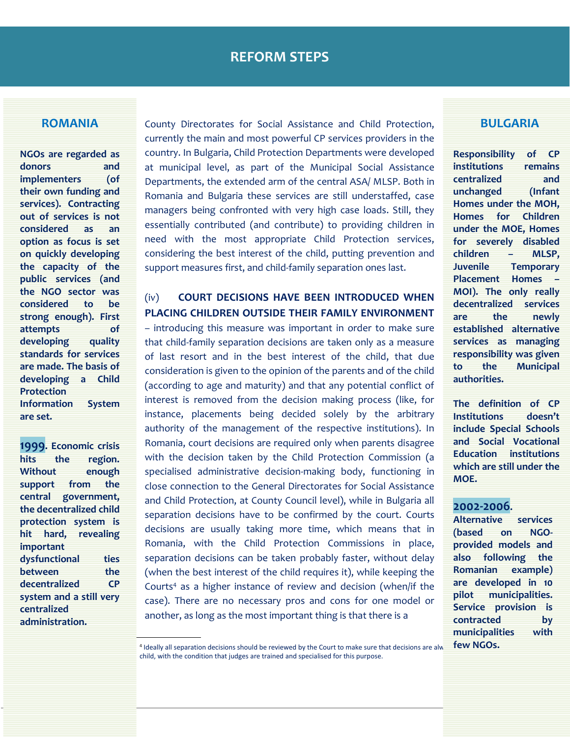# REFORM STEPS

## ROMANIA

**NGOs are regarded as donors and implementers (of their own funding and services). Contracting out of services is not considered as an option as focus is set on quickly developing the capacity of the public services (and the NGO sector was considered to be strong enough). First attempts of developing quality standards for services are made. The basis of developing a Child Protection Information System are set.**

**1999. Economic crisis hits the region. Without enough support from the central government, the decentralized child protection system is hit hard, revealing important dysfunctional ties between the decentralized CP system and a still very centralized administration.**

County Directorates for Social Assistance and Child Protection, currently the main and most powerful CP services providers in the country. In Bulgaria, Child Protection Departments were developed at municipal level, as part of the Municipal Social Assistance Departments, the extended arm of the central ASA/ MLSP. Both in Romania and Bulgaria these services are still understaffed, case managers being confronted with very high case loads. Still, they essentially contributed (and contribute) to providing children in need with the most appropriate Child Protection services, considering the best interest of the child, putting prevention and support measures first, and child-family separation ones last.

(iv) **COURT DECISIONS HAVE BEEN INTRODUCED WHEN PLACING CHILDREN OUTSIDE THEIR FAMILY ENVIRONMENT** – introducing this measure was important in order to make sure that child-family separation decisions are taken only as a measure of last resort and in the best interest of the child, that due consideration is given to the opinion of the parents and of the child (according to age and maturity) and that any potential conflict of interest is removed from the decision making process (like, for instance, placements being decided solely by the arbitrary authority of the management of the respective institutions). In Romania, court decisions are required only when parents disagree with the decision taken by the Child Protection Commission (a specialised administrative decision-making body, functioning in close connection to the General Directorates for Social Assistance and Child Protection, at County Council level), while in Bulgaria all separation decisions have to be confirmed by the court. Courts decisions are usually taking more time, which means that in Romania, with the Child Protection Commissions in place, separation decisions can be taken probably faster, without delay (when the best interest of the child requires it), while keeping the Courts[4] as a higher instance of review and decision (when/if the case). There are no necessary pros and cons for one model or another, as long as the most important thing is that there is a

[4] Ideally all separation decisions should be reviewed by the Court to make sure that decisions are alw child, with the condition that judges are trained and specialised for this purpose.

## BULGARIA

**Responsibility of CP institutions remains centralized and unchanged (Infant Homes under the MOH, Homes for Children under the MOE, Homes for severely disabled children – MLSP, Juvenile Temporary Placement Homes – MOI). The only really decentralized services are the newly established alternative services as managing responsibility was given to the Municipal authorities.**

**The definition of CP Institutions doesn't include Special Schools and Social Vocational Education institutions which are still under the MOE.**

**2002-2006. Alternative services (based on NGO-provided models and also following the Romanian example) are developed in 10 pilot municipalities. Service provision is contracted by municipalities with few NGOs.**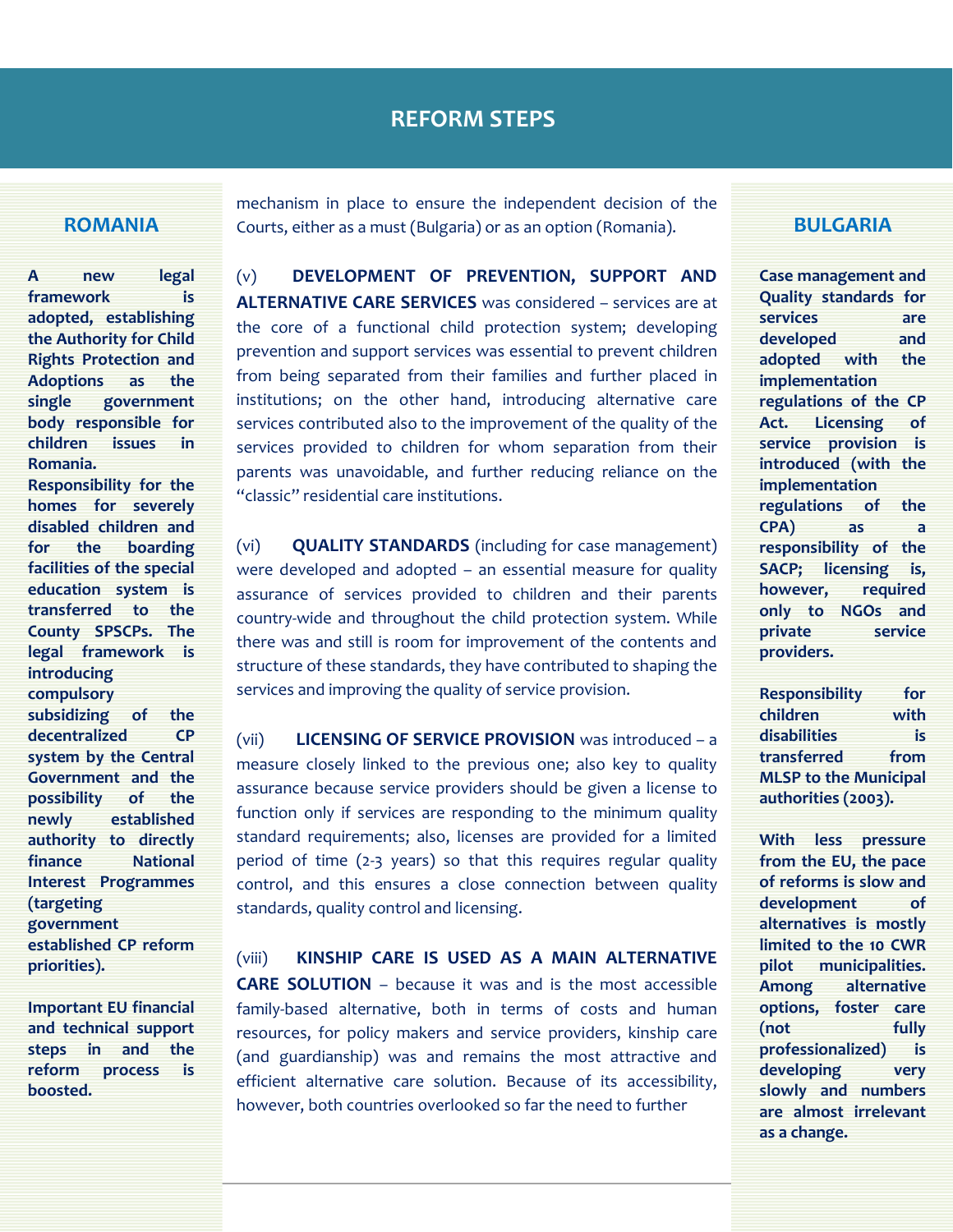## REFORM STEPS

### ROMANIA

**A new legal framework is adopted, establishing the Authority for Child Rights Protection and Adoptions as the single government body responsible for children issues in Romania.**

**Responsibility for the homes for severely disabled children and for the boarding facilities of the special education system is transferred to the County SPSCPs. The legal framework is introducing compulsory subsidizing of the decentralized CP system by the Central Government and the possibility of the newly established authority to directly finance National Interest Programmes (targeting government established CP reform priorities).**

**Important EU financial and technical support steps in and the reform process is boosted.**

mechanism in place to ensure the independent decision of the Courts, either as a must (Bulgaria) or as an option (Romania).

(v) **DEVELOPMENT OF PREVENTION, SUPPORT AND ALTERNATIVE CARE SERVICES** was considered – services are at the core of a functional child protection system; developing prevention and support services was essential to prevent children from being separated from their families and further placed in institutions; on the other hand, introducing alternative care services contributed also to the improvement of the quality of the services provided to children for whom separation from their parents was unavoidable, and further reducing reliance on the "classic" residential care institutions.

(vi) **QUALITY STANDARDS** (including for case management) were developed and adopted – an essential measure for quality assurance of services provided to children and their parents country-wide and throughout the child protection system. While there was and still is room for improvement of the contents and structure of these standards, they have contributed to shaping the services and improving the quality of service provision.

(vii) **LICENSING OF SERVICE PROVISION** was introduced – a measure closely linked to the previous one; also key to quality assurance because service providers should be given a license to function only if services are responding to the minimum quality standard requirements; also, licenses are provided for a limited period of time (2-3 years) so that this requires regular quality control, and this ensures a close connection between quality standards, quality control and licensing.

(viii) **KINSHIP CARE IS USED AS A MAIN ALTERNATIVE CARE SOLUTION** – because it was and is the most accessible family-based alternative, both in terms of costs and human resources, for policy makers and service providers, kinship care (and guardianship) was and remains the most attractive and efficient alternative care solution. Because of its accessibility, however, both countries overlooked so far the need to further

### BULGARIA

**Case management and Quality standards for services are developed and adopted with the implementation regulations of the CP Act. Licensing of service provision is introduced (with the implementation regulations of the CPA) as a responsibility of the SACP; licensing is, however, required only to NGOs and private service providers.**

**Responsibility for children with disabilities is transferred from MLSP to the Municipal authorities (2003).**

**With less pressure from the EU, the pace of reforms is slow and development of alternatives is mostly limited to the 10 CWR pilot municipalities. Among alternative options, foster care (not fully professionalized) is developing very slowly and numbers are almost irrelevant as a change.**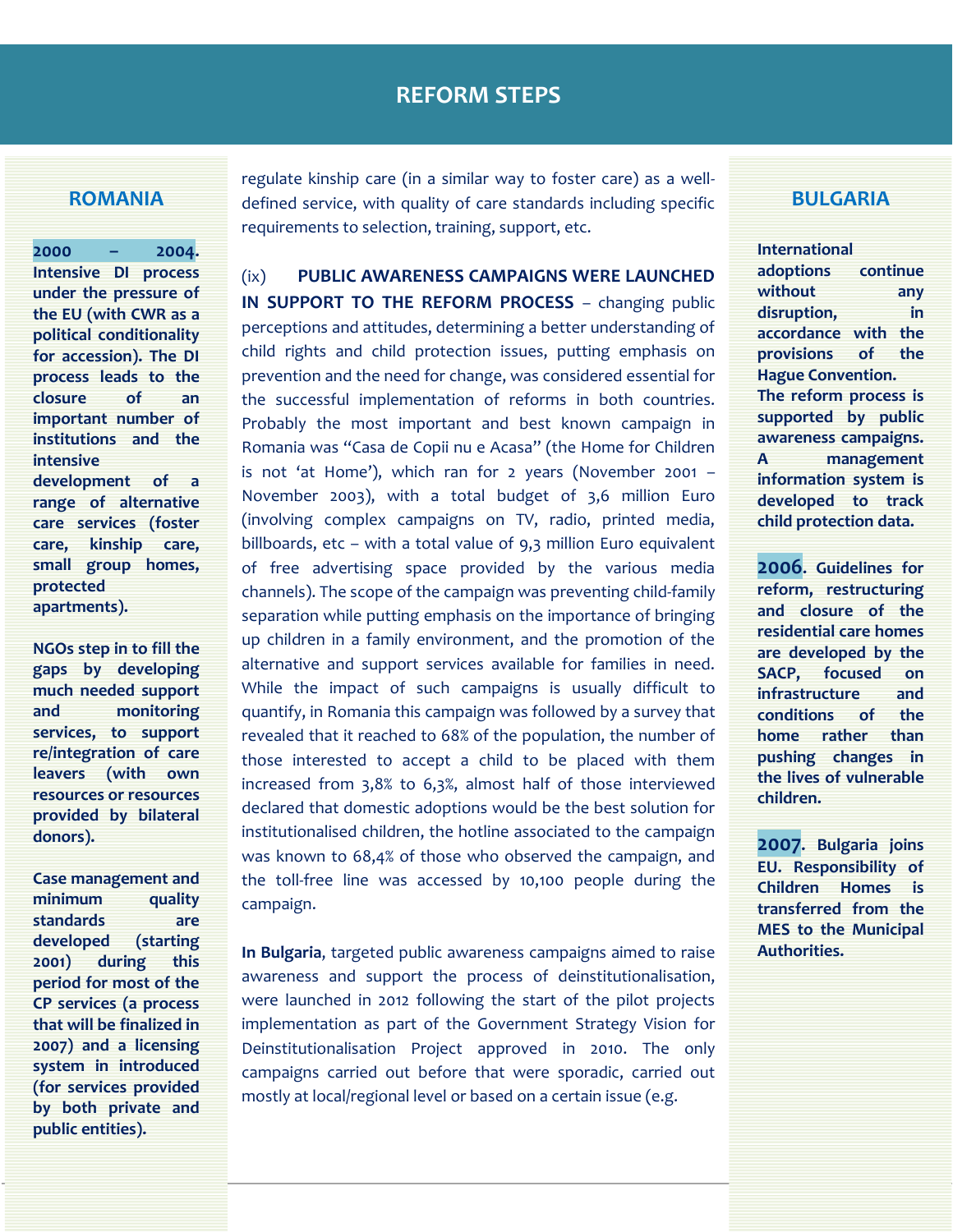# REFORM STEPS

## ROMANIA

**2000 – 2004. Intensive DI process under the pressure of the EU (with CWR as a political conditionality for accession). The DI process leads to the closure of an important number of institutions and the intensive development of a range of alternative care services (foster care, kinship care, small group homes, protected apartments).**

**NGOs step in to fill the gaps by developing much needed support and monitoring services, to support re/integration of care leavers (with own resources or resources provided by bilateral donors).**

**Case management and minimum quality standards are developed (starting 2001) during this period for most of the CP services (a process that will be finalized in 2007) and a licensing system in introduced (for services provided by both private and public entities).**

regulate kinship care (in a similar way to foster care) as a well-defined service, with quality of care standards including specific requirements to selection, training, support, etc.

(ix) **PUBLIC AWARENESS CAMPAIGNS WERE LAUNCHED IN SUPPORT TO THE REFORM PROCESS** – changing public perceptions and attitudes, determining a better understanding of child rights and child protection issues, putting emphasis on prevention and the need for change, was considered essential for the successful implementation of reforms in both countries. Probably the most important and best known campaign in Romania was "Casa de Copii nu e Acasa" (the Home for Children is not 'at Home'), which ran for 2 years (November 2001 – November 2003), with a total budget of 3,6 million Euro (involving complex campaigns on TV, radio, printed media, billboards, etc – with a total value of 9,3 million Euro equivalent of free advertising space provided by the various media channels). The scope of the campaign was preventing child-family separation while putting emphasis on the importance of bringing up children in a family environment, and the promotion of the alternative and support services available for families in need. While the impact of such campaigns is usually difficult to quantify, in Romania this campaign was followed by a survey that revealed that it reached to 68% of the population, the number of those interested to accept a child to be placed with them increased from 3,8% to 6,3%, almost half of those interviewed declared that domestic adoptions would be the best solution for institutionalised children, the hotline associated to the campaign was known to 68,4% of those who observed the campaign, and the toll-free line was accessed by 10,100 people during the campaign.

**In Bulgaria**, targeted public awareness campaigns aimed to raise awareness and support the process of deinstitutionalisation, were launched in 2012 following the start of the pilot projects implementation as part of the Government Strategy Vision for Deinstitutionalisation Project approved in 2010. The only campaigns carried out before that were sporadic, carried out mostly at local/regional level or based on a certain issue (e.g.

## BULGARIA

**International adoptions continue without any disruption, in accordance with the provisions of the Hague Convention. The reform process is supported by public awareness campaigns. A management information system is developed to track child protection data.**

**2006. Guidelines for reform, restructuring and closure of the residential care homes are developed by the SACP, focused on infrastructure and conditions of the home rather than pushing changes in the lives of vulnerable children.**

**2007. Bulgaria joins EU. Responsibility of Children Homes is transferred from the MES to the Municipal Authorities.**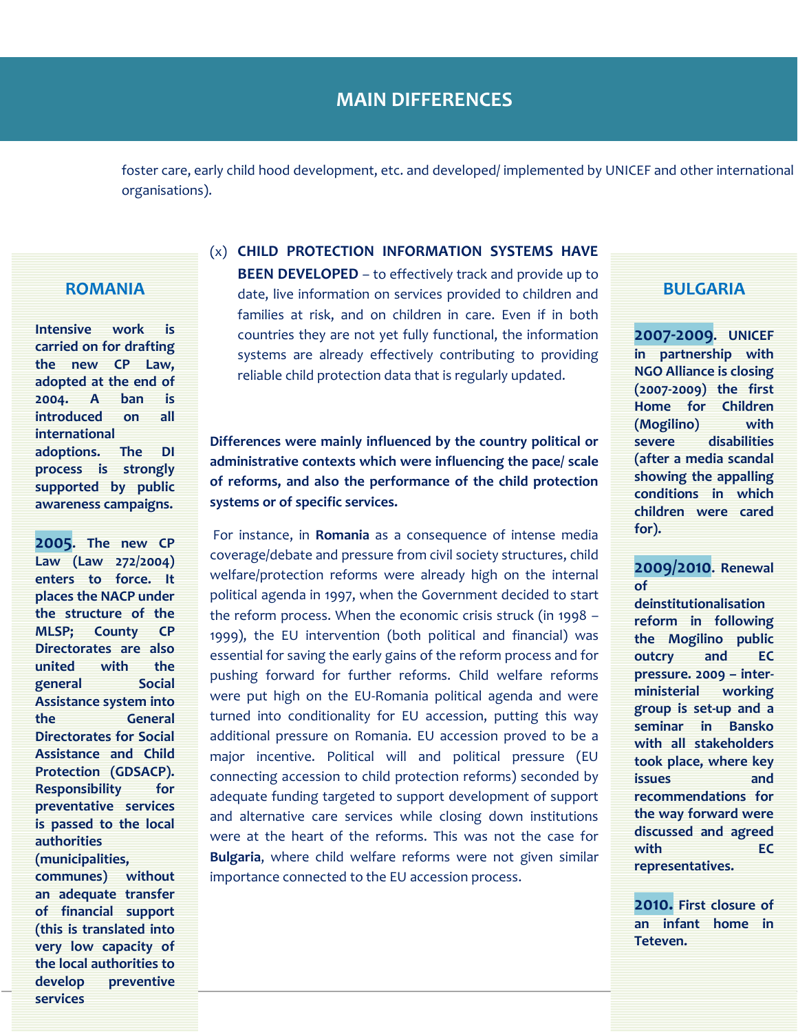## MAIN DIFFERENCES

foster care, early child hood development, etc. and developed/ implemented by UNICEF and other international organisations).

(x) **CHILD PROTECTION INFORMATION SYSTEMS HAVE BEEN DEVELOPED** – to effectively track and provide up to date, live information on services provided to children and families at risk, and on children in care. Even if in both countries they are not yet fully functional, the information systems are already effectively contributing to providing reliable child protection data that is regularly updated.

**Differences were mainly influenced by the country political or administrative contexts which were influencing the pace/ scale of reforms, and also the performance of the child protection systems or of specific services.**

For instance, in **Romania** as a consequence of intense media coverage/debate and pressure from civil society structures, child welfare/protection reforms were already high on the internal political agenda in 1997, when the Government decided to start the reform process. When the economic crisis struck (in 1998 – 1999), the EU intervention (both political and financial) was essential for saving the early gains of the reform process and for pushing forward for further reforms. Child welfare reforms were put high on the EU-Romania political agenda and were turned into conditionality for EU accession, putting this way additional pressure on Romania. EU accession proved to be a major incentive. Political will and political pressure (EU connecting accession to child protection reforms) seconded by adequate funding targeted to support development of support and alternative care services while closing down institutions were at the heart of the reforms. This was not the case for **Bulgaria**, where child welfare reforms were not given similar importance connected to the EU accession process.

### ROMANIA

**Intensive work is carried on for drafting the new CP Law, adopted at the end of 2004. A ban is introduced on all international adoptions. The DI process is strongly supported by public awareness campaigns.**

**2005. The new CP Law (Law 272/2004) enters to force. It places the NACP under the structure of the MLSP; County CP Directorates are also united with the general Social Assistance system into the General Directorates for Social Assistance and Child Protection (GDSACP). Responsibility for preventative services is passed to the local authorities (municipalities, communes) without an adequate transfer of financial support (this is translated into very low capacity of the local authorities to develop preventive services**

### BULGARIA

**2007-2009. UNICEF in partnership with NGO Alliance is closing (2007-2009) the first Home for Children (Mogilino) with severe disabilities (after a media scandal showing the appalling conditions in which children were cared for).**

**2009/2010. Renewal of deinstitutionalisation reform in following the Mogilino public outcry and EC pressure. 2009 – inter-ministerial working group is set-up and a seminar in Bansko with all stakeholders took place, where key issues and recommendations for the way forward were discussed and agreed with EC representatives.**

**2010. First closure of an infant home in Teteven.**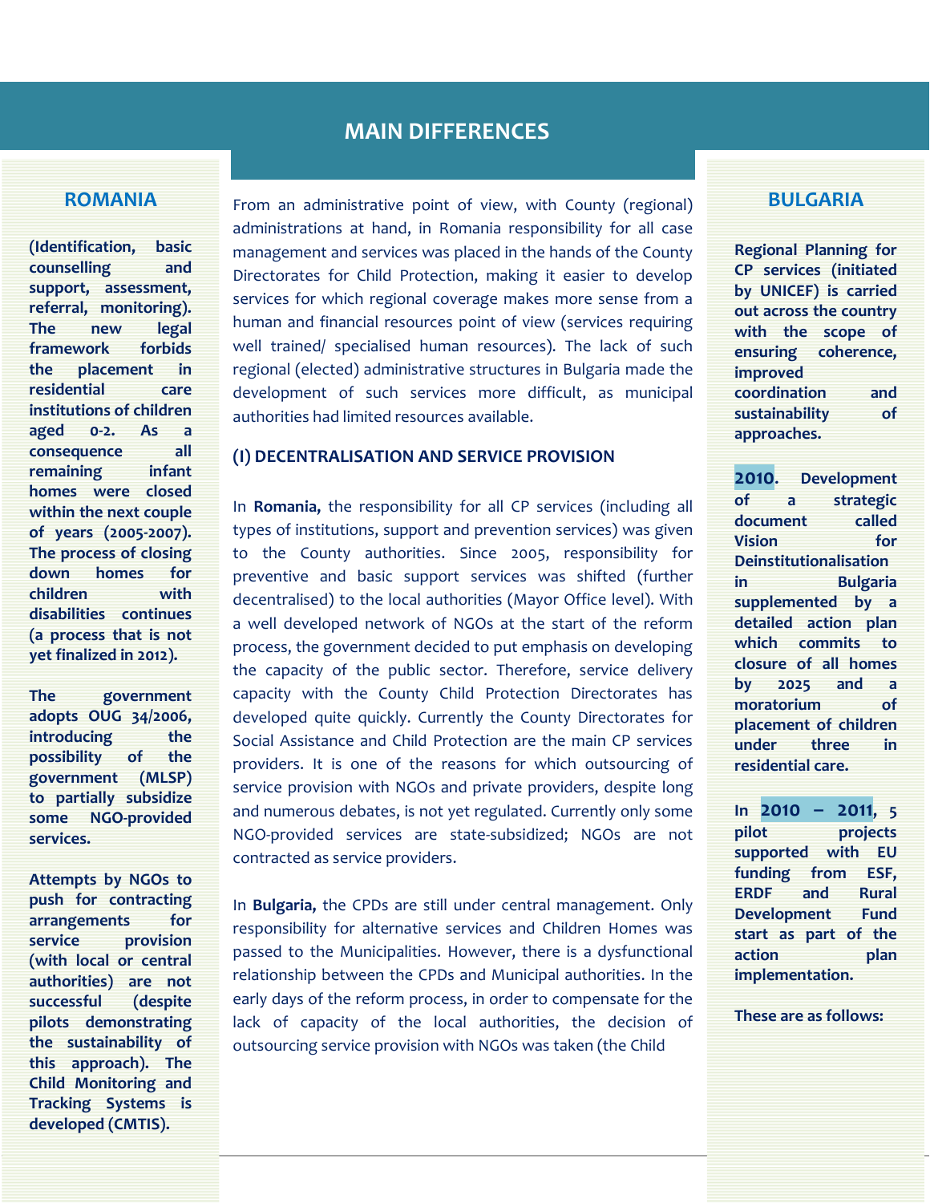# MAIN DIFFERENCES

## ROMANIA

**(Identification, basic counselling and support, assessment, referral, monitoring). The new legal framework forbids the placement in residential care institutions of children aged 0-2. As a consequence all remaining infant homes were closed within the next couple of years (2005-2007). The process of closing down homes for children with disabilities continues (a process that is not yet finalized in 2012).**

**The government adopts OUG 34/2006, introducing the possibility of the government (MLSP) to partially subsidize some NGO-provided services.**

**Attempts by NGOs to push for contracting arrangements for service provision (with local or central authorities) are not successful (despite pilots demonstrating the sustainability of this approach). The Child Monitoring and Tracking Systems is developed (CMTIS).**

From an administrative point of view, with County (regional) administrations at hand, in Romania responsibility for all case management and services was placed in the hands of the County Directorates for Child Protection, making it easier to develop services for which regional coverage makes more sense from a human and financial resources point of view (services requiring well trained/ specialised human resources). The lack of such regional (elected) administrative structures in Bulgaria made the development of such services more difficult, as municipal authorities had limited resources available.

### (I) DECENTRALISATION AND SERVICE PROVISION

In **Romania,** the responsibility for all CP services (including all types of institutions, support and prevention services) was given to the County authorities. Since 2005, responsibility for preventive and basic support services was shifted (further decentralised) to the local authorities (Mayor Office level). With a well developed network of NGOs at the start of the reform process, the government decided to put emphasis on developing the capacity of the public sector. Therefore, service delivery capacity with the County Child Protection Directorates has developed quite quickly. Currently the County Directorates for Social Assistance and Child Protection are the main CP services providers. It is one of the reasons for which outsourcing of service provision with NGOs and private providers, despite long and numerous debates, is not yet regulated. Currently only some NGO-provided services are state-subsidized; NGOs are not contracted as service providers.

In **Bulgaria,** the CPDs are still under central management. Only responsibility for alternative services and Children Homes was passed to the Municipalities. However, there is a dysfunctional relationship between the CPDs and Municipal authorities. In the early days of the reform process, in order to compensate for the lack of capacity of the local authorities, the decision of outsourcing service provision with NGOs was taken (the Child

## BULGARIA

**Regional Planning for CP services (initiated by UNICEF) is carried out across the country with the scope of ensuring coherence, improved coordination and sustainability of approaches.**

**2010. Development of a strategic document called Vision for Deinstitutionalisation in Bulgaria supplemented by a detailed action plan which commits to closure of all homes by 2025 and a moratorium of placement of children under three in residential care.**

**In 2010 – 2011, 5 pilot projects supported with EU funding from ESF, ERDF and Rural Development Fund start as part of the action plan implementation.**

**These are as follows:**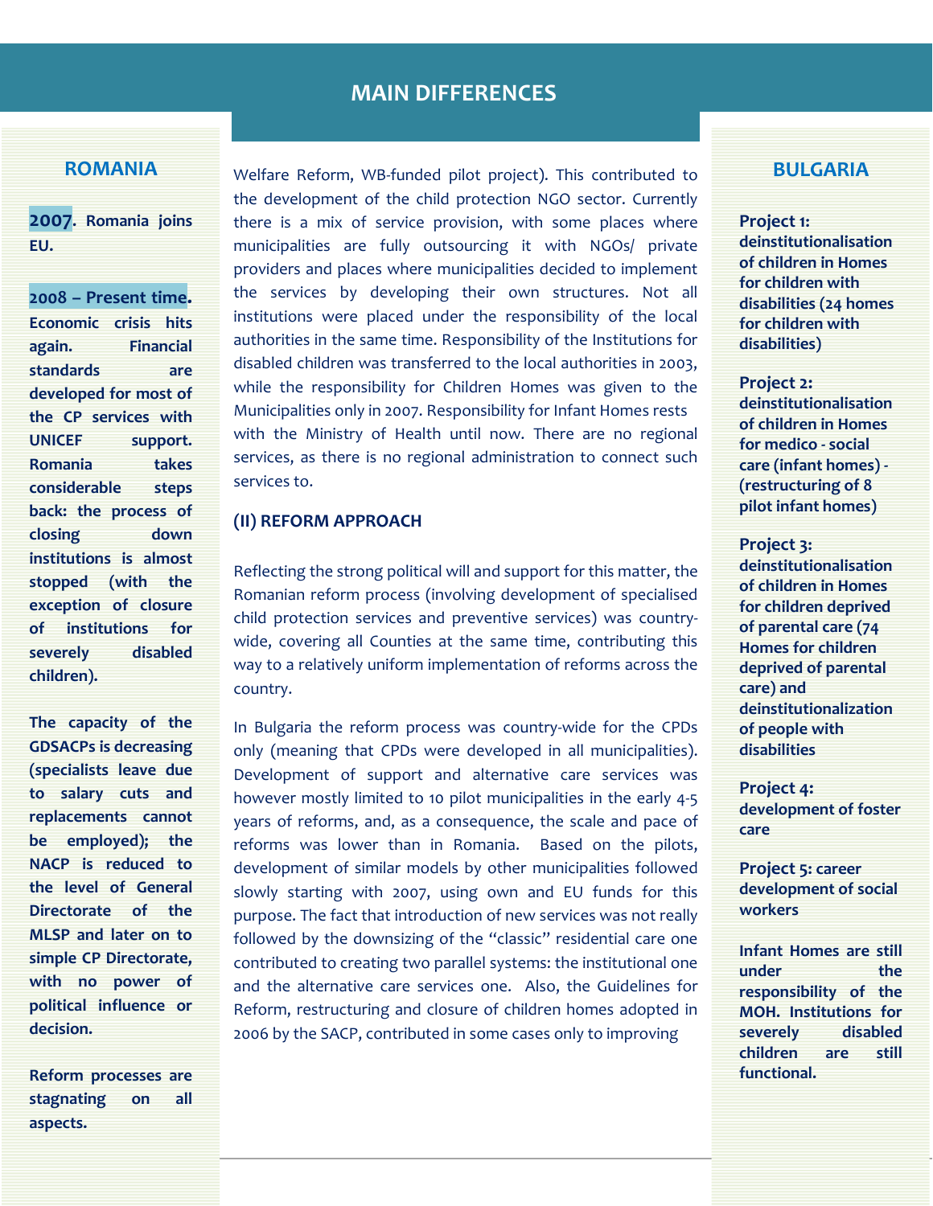## MAIN DIFFERENCES

### ROMANIA

**2007. Romania joins EU.**

**2008 – Present time. Economic crisis hits again. Financial standards are developed for most of the CP services with UNICEF support. Romania takes considerable steps back: the process of closing down institutions is almost stopped (with the exception of closure of institutions for severely disabled children).**

**The capacity of the GDSACPs is decreasing (specialists leave due to salary cuts and replacements cannot be employed); the NACP is reduced to the level of General Directorate of the MLSP and later on to simple CP Directorate, with no power of political influence or decision.**

**Reform processes are stagnating on all aspects.**

Welfare Reform, WB-funded pilot project). This contributed to the development of the child protection NGO sector. Currently there is a mix of service provision, with some places where municipalities are fully outsourcing it with NGOs/ private providers and places where municipalities decided to implement the services by developing their own structures. Not all institutions were placed under the responsibility of the local authorities in the same time. Responsibility of the Institutions for disabled children was transferred to the local authorities in 2003, while the responsibility for Children Homes was given to the Municipalities only in 2007. Responsibility for Infant Homes rests with the Ministry of Health until now. There are no regional services, as there is no regional administration to connect such services to.

**(II) REFORM APPROACH**

Reflecting the strong political will and support for this matter, the Romanian reform process (involving development of specialised child protection services and preventive services) was country-wide, covering all Counties at the same time, contributing this way to a relatively uniform implementation of reforms across the country.

In Bulgaria the reform process was country-wide for the CPDs only (meaning that CPDs were developed in all municipalities). Development of support and alternative care services was however mostly limited to 10 pilot municipalities in the early 4-5 years of reforms, and, as a consequence, the scale and pace of reforms was lower than in Romania. Based on the pilots, development of similar models by other municipalities followed slowly starting with 2007, using own and EU funds for this purpose. The fact that introduction of new services was not really followed by the downsizing of the "classic" residential care one contributed to creating two parallel systems: the institutional one and the alternative care services one. Also, the Guidelines for Reform, restructuring and closure of children homes adopted in 2006 by the SACP, contributed in some cases only to improving

### BULGARIA

**Project 1: deinstitutionalisation of children in Homes for children with disabilities (24 homes for children with disabilities)**

**Project 2: deinstitutionalisation of children in Homes for medico - social care (infant homes) - (restructuring of 8 pilot infant homes)**

**Project 3: deinstitutionalisation of children in Homes for children deprived of parental care (74 Homes for children deprived of parental care) and deinstitutionalization of people with disabilities**

**Project 4: development of foster care**

**Project 5: career development of social workers**

**Infant Homes are still under the responsibility of the MOH. Institutions for severely disabled children are still functional.**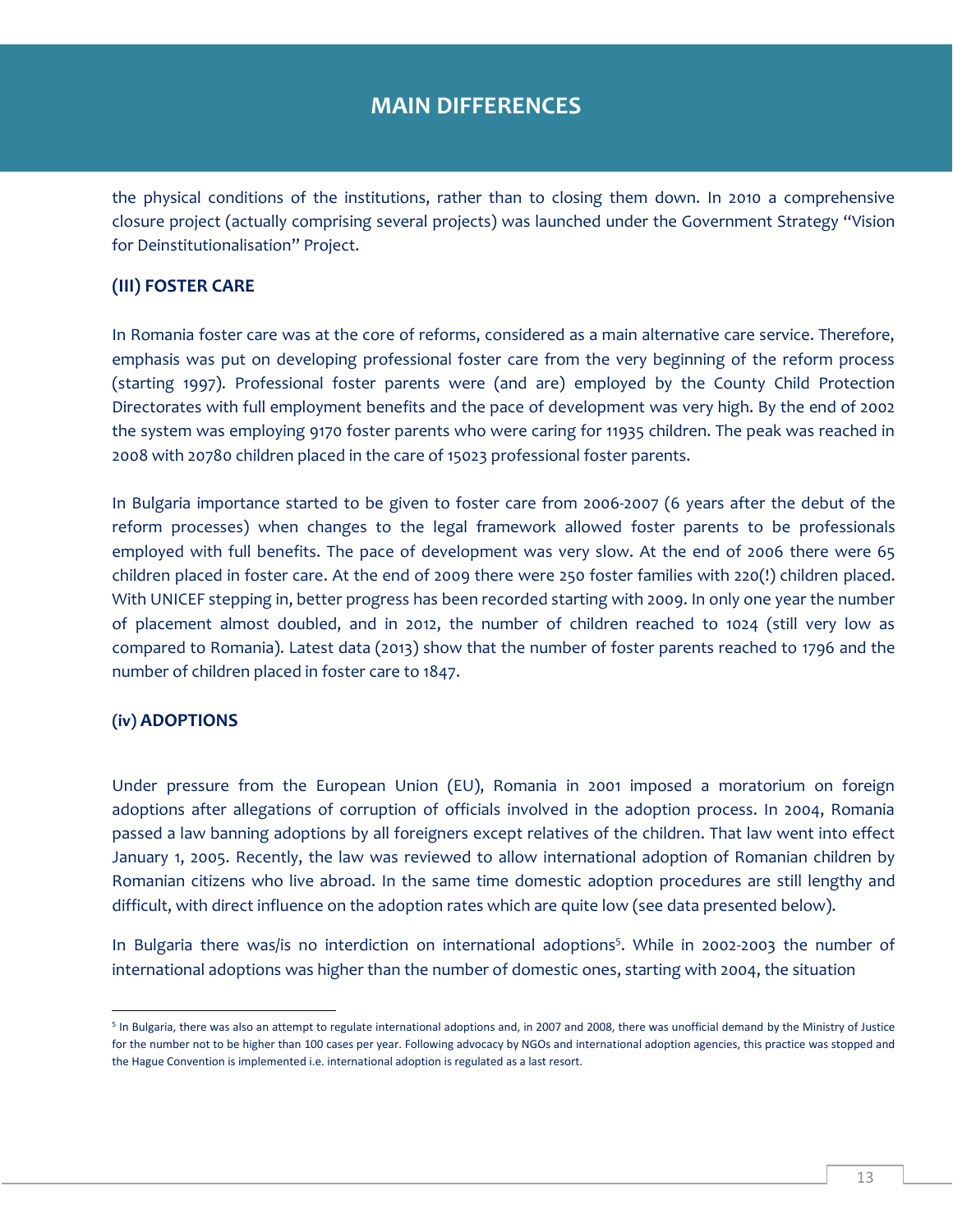## MAIN DIFFERENCES

the physical conditions of the institutions, rather than to closing them down. In 2010 a comprehensive closure project (actually comprising several projects) was launched under the Government Strategy "Vision for Deinstitutionalisation" Project.

### (III) FOSTER CARE

In Romania foster care was at the core of reforms, considered as a main alternative care service. Therefore, emphasis was put on developing professional foster care from the very beginning of the reform process (starting 1997). Professional foster parents were (and are) employed by the County Child Protection Directorates with full employment benefits and the pace of development was very high. By the end of 2002 the system was employing 9170 foster parents who were caring for 11935 children. The peak was reached in 2008 with 20780 children placed in the care of 15023 professional foster parents.

In Bulgaria importance started to be given to foster care from 2006-2007 (6 years after the debut of the reform processes) when changes to the legal framework allowed foster parents to be professionals employed with full benefits. The pace of development was very slow. At the end of 2006 there were 65 children placed in foster care. At the end of 2009 there were 250 foster families with 220(!) children placed. With UNICEF stepping in, better progress has been recorded starting with 2009. In only one year the number of placement almost doubled, and in 2012, the number of children reached to 1024 (still very low as compared to Romania). Latest data (2013) show that the number of foster parents reached to 1796 and the number of children placed in foster care to 1847.

### (iv) ADOPTIONS

Under pressure from the European Union (EU), Romania in 2001 imposed a moratorium on foreign adoptions after allegations of corruption of officials involved in the adoption process. In 2004, Romania passed a law banning adoptions by all foreigners except relatives of the children. That law went into effect January 1, 2005. Recently, the law was reviewed to allow international adoption of Romanian children by Romanian citizens who live abroad. In the same time domestic adoption procedures are still lengthy and difficult, with direct influence on the adoption rates which are quite low (see data presented below).

In Bulgaria there was/is no interdiction on international adoptions[5]. While in 2002-2003 the number of international adoptions was higher than the number of domestic ones, starting with 2004, the situation

---

[5] In Bulgaria, there was also an attempt to regulate international adoptions and, in 2007 and 2008, there was unofficial demand by the Ministry of Justice for the number not to be higher than 100 cases per year. Following advocacy by NGOs and international adoption agencies, this practice was stopped and the Hague Convention is implemented i.e. international adoption is regulated as a last resort.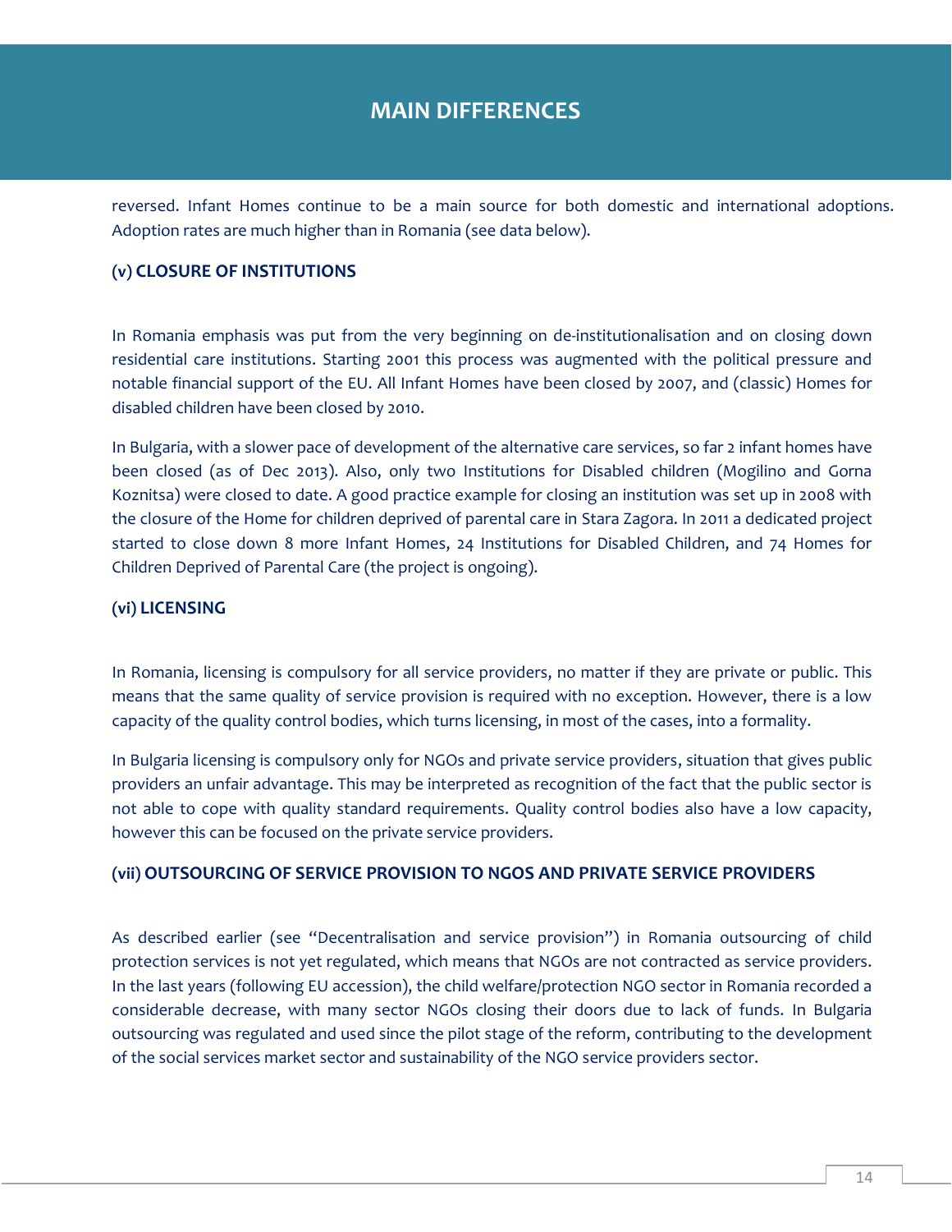# MAIN DIFFERENCES

reversed. Infant Homes continue to be a main source for both domestic and international adoptions. Adoption rates are much higher than in Romania (see data below).

### (v) CLOSURE OF INSTITUTIONS

In Romania emphasis was put from the very beginning on de-institutionalisation and on closing down residential care institutions. Starting 2001 this process was augmented with the political pressure and notable financial support of the EU. All Infant Homes have been closed by 2007, and (classic) Homes for disabled children have been closed by 2010.

In Bulgaria, with a slower pace of development of the alternative care services, so far 2 infant homes have been closed (as of Dec 2013). Also, only two Institutions for Disabled children (Mogilino and Gorna Koznitsa) were closed to date. A good practice example for closing an institution was set up in 2008 with the closure of the Home for children deprived of parental care in Stara Zagora. In 2011 a dedicated project started to close down 8 more Infant Homes, 24 Institutions for Disabled Children, and 74 Homes for Children Deprived of Parental Care (the project is ongoing).

### (vi) LICENSING

In Romania, licensing is compulsory for all service providers, no matter if they are private or public. This means that the same quality of service provision is required with no exception. However, there is a low capacity of the quality control bodies, which turns licensing, in most of the cases, into a formality.

In Bulgaria licensing is compulsory only for NGOs and private service providers, situation that gives public providers an unfair advantage. This may be interpreted as recognition of the fact that the public sector is not able to cope with quality standard requirements. Quality control bodies also have a low capacity, however this can be focused on the private service providers.

### (vii) OUTSOURCING OF SERVICE PROVISION TO NGOS AND PRIVATE SERVICE PROVIDERS

As described earlier (see "Decentralisation and service provision") in Romania outsourcing of child protection services is not yet regulated, which means that NGOs are not contracted as service providers. In the last years (following EU accession), the child welfare/protection NGO sector in Romania recorded a considerable decrease, with many sector NGOs closing their doors due to lack of funds. In Bulgaria outsourcing was regulated and used since the pilot stage of the reform, contributing to the development of the social services market sector and sustainability of the NGO service providers sector.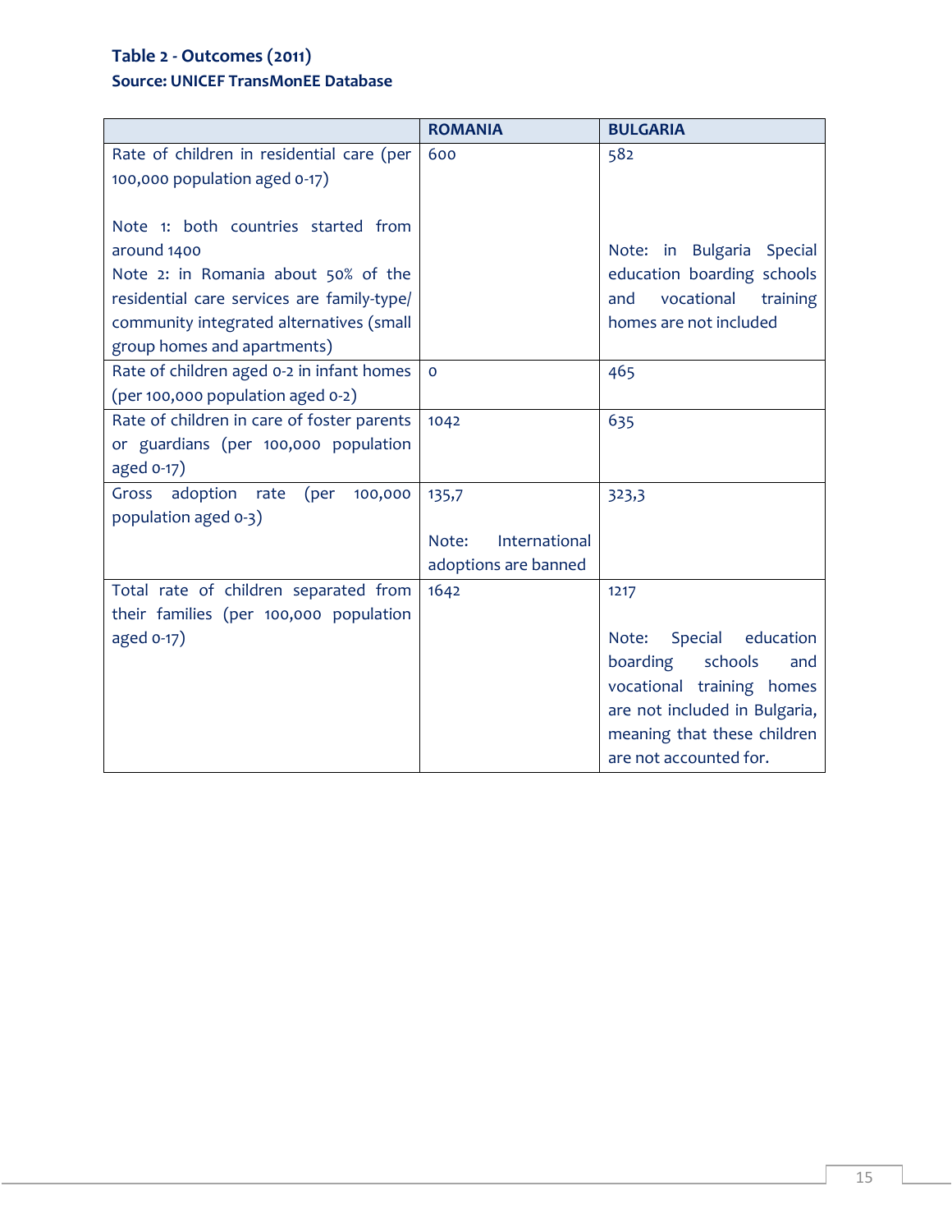**Table 2 - Outcomes (2011)**
**Source: UNICEF TransMonEE Database**

| | ROMANIA | BULGARIA |
|---|---|---|
| Rate of children in residential care (per 100,000 population aged 0-17)<br><br>Note 1: both countries started from around 1400<br>Note 2: in Romania about 50% of the residential care services are family-type/ community integrated alternatives (small group homes and apartments) | 600 | 582<br><br>Note: in Bulgaria Special education boarding schools and vocational training homes are not included |
| Rate of children aged 0-2 in infant homes (per 100,000 population aged 0-2) | 0 | 465 |
| Rate of children in care of foster parents or guardians (per 100,000 population aged 0-17) | 1042 | 635 |
| Gross adoption rate (per 100,000 population aged 0-3) | 135,7<br><br>Note: International adoptions are banned | 323,3 |
| Total rate of children separated from their families (per 100,000 population aged 0-17) | 1642 | 1217<br><br>Note: Special education boarding schools and vocational training homes are not included in Bulgaria, meaning that these children are not accounted for. |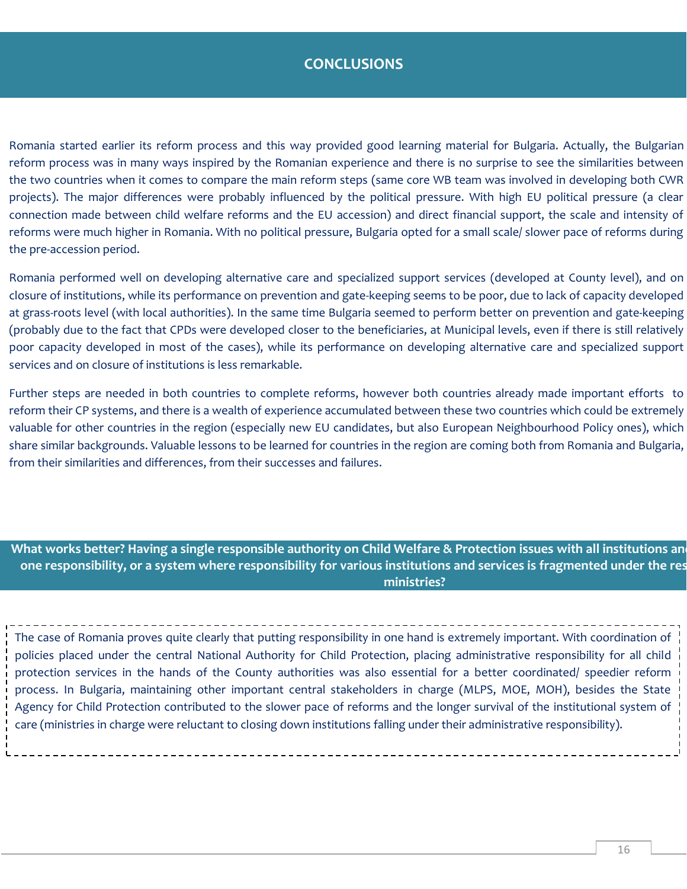# CONCLUSIONS

Romania started earlier its reform process and this way provided good learning material for Bulgaria. Actually, the Bulgarian reform process was in many ways inspired by the Romanian experience and there is no surprise to see the similarities between the two countries when it comes to compare the main reform steps (same core WB team was involved in developing both CWR projects). The major differences were probably influenced by the political pressure. With high EU political pressure (a clear connection made between child welfare reforms and the EU accession) and direct financial support, the scale and intensity of reforms were much higher in Romania. With no political pressure, Bulgaria opted for a small scale/ slower pace of reforms during the pre-accession period.

Romania performed well on developing alternative care and specialized support services (developed at County level), and on closure of institutions, while its performance on prevention and gate-keeping seems to be poor, due to lack of capacity developed at grass-roots level (with local authorities). In the same time Bulgaria seemed to perform better on prevention and gate-keeping (probably due to the fact that CPDs were developed closer to the beneficiaries, at Municipal levels, even if there is still relatively poor capacity developed in most of the cases), while its performance on developing alternative care and specialized support services and on closure of institutions is less remarkable.

Further steps are needed in both countries to complete reforms, however both countries already made important efforts to reform their CP systems, and there is a wealth of experience accumulated between these two countries which could be extremely valuable for other countries in the region (especially new EU candidates, but also European Neighbourhood Policy ones), which share similar backgrounds. Valuable lessons to be learned for countries in the region are coming both from Romania and Bulgaria, from their similarities and differences, from their successes and failures.

**What works better? Having a single responsible authority on Child Welfare & Protection issues with all institutions and one responsibility, or a system where responsibility for various institutions and services is fragmented under the res ministries?**

The case of Romania proves quite clearly that putting responsibility in one hand is extremely important. With coordination of policies placed under the central National Authority for Child Protection, placing administrative responsibility for all child protection services in the hands of the County authorities was also essential for a better coordinated/ speedier reform process. In Bulgaria, maintaining other important central stakeholders in charge (MLPS, MOE, MOH), besides the State Agency for Child Protection contributed to the slower pace of reforms and the longer survival of the institutional system of care (ministries in charge were reluctant to closing down institutions falling under their administrative responsibility).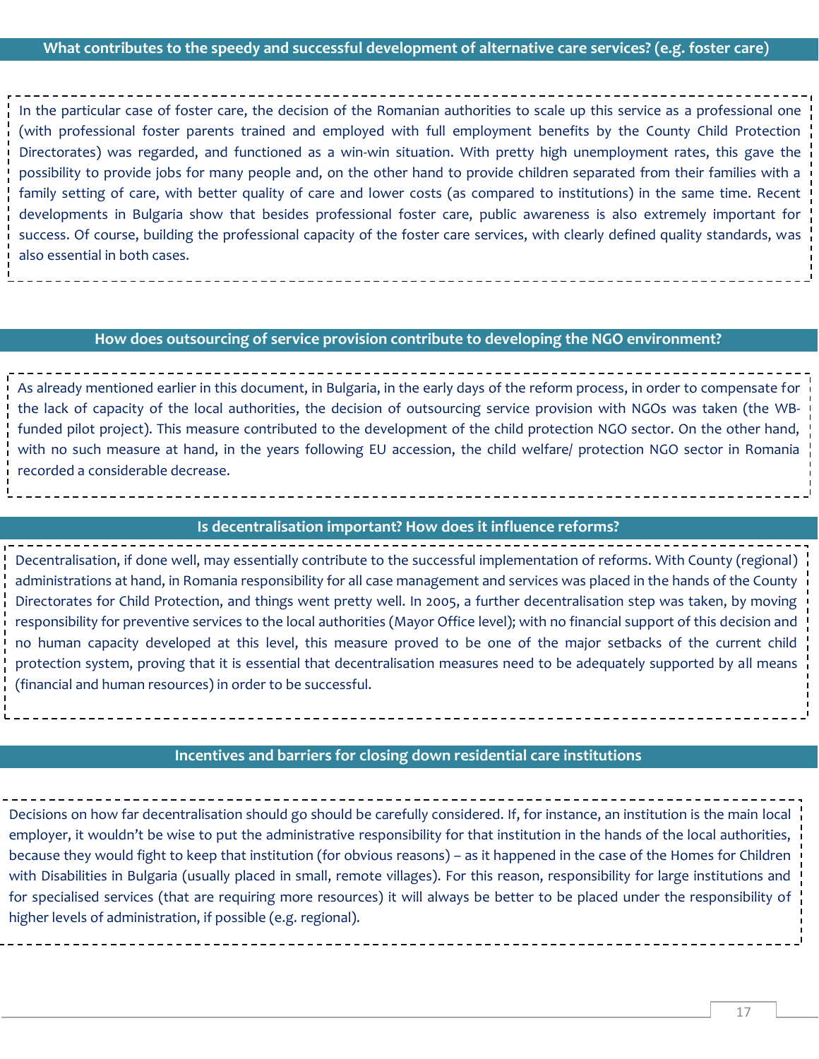### What contributes to the speedy and successful development of alternative care services? (e.g. foster care)

In the particular case of foster care, the decision of the Romanian authorities to scale up this service as a professional one (with professional foster parents trained and employed with full employment benefits by the County Child Protection Directorates) was regarded, and functioned as a win-win situation. With pretty high unemployment rates, this gave the possibility to provide jobs for many people and, on the other hand to provide children separated from their families with a family setting of care, with better quality of care and lower costs (as compared to institutions) in the same time. Recent developments in Bulgaria show that besides professional foster care, public awareness is also extremely important for success. Of course, building the professional capacity of the foster care services, with clearly defined quality standards, was also essential in both cases.

### How does outsourcing of service provision contribute to developing the NGO environment?

As already mentioned earlier in this document, in Bulgaria, in the early days of the reform process, in order to compensate for the lack of capacity of the local authorities, the decision of outsourcing service provision with NGOs was taken (the WB-funded pilot project). This measure contributed to the development of the child protection NGO sector. On the other hand, with no such measure at hand, in the years following EU accession, the child welfare/ protection NGO sector in Romania recorded a considerable decrease.

### Is decentralisation important? How does it influence reforms?

Decentralisation, if done well, may essentially contribute to the successful implementation of reforms. With County (regional) administrations at hand, in Romania responsibility for all case management and services was placed in the hands of the County Directorates for Child Protection, and things went pretty well. In 2005, a further decentralisation step was taken, by moving responsibility for preventive services to the local authorities (Mayor Office level); with no financial support of this decision and no human capacity developed at this level, this measure proved to be one of the major setbacks of the current child protection system, proving that it is essential that decentralisation measures need to be adequately supported by all means (financial and human resources) in order to be successful.

### Incentives and barriers for closing down residential care institutions

Decisions on how far decentralisation should go should be carefully considered. If, for instance, an institution is the main local employer, it wouldn't be wise to put the administrative responsibility for that institution in the hands of the local authorities, because they would fight to keep that institution (for obvious reasons) – as it happened in the case of the Homes for Children with Disabilities in Bulgaria (usually placed in small, remote villages). For this reason, responsibility for large institutions and for specialised services (that are requiring more resources) it will always be better to be placed under the responsibility of higher levels of administration, if possible (e.g. regional).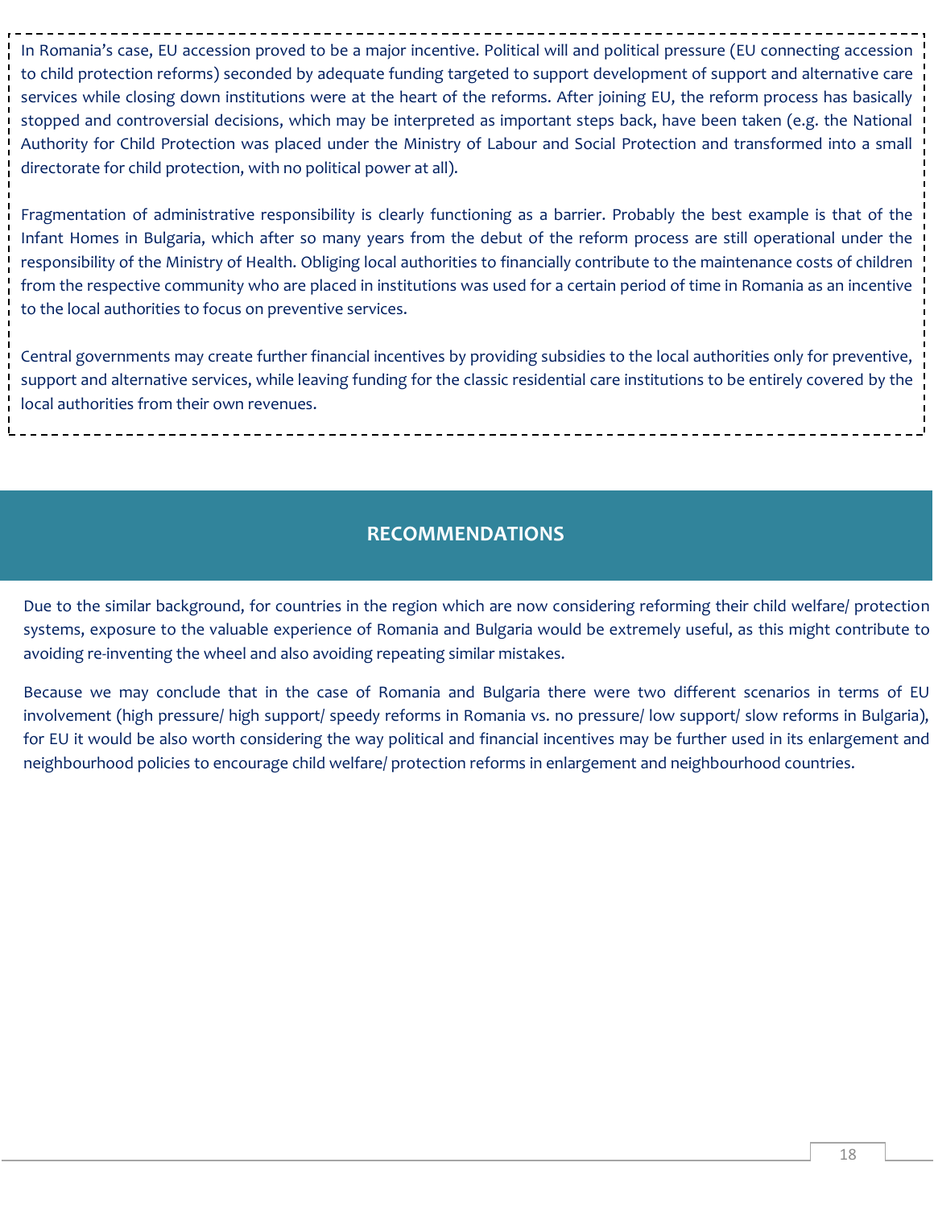In Romania's case, EU accession proved to be a major incentive. Political will and political pressure (EU connecting accession to child protection reforms) seconded by adequate funding targeted to support development of support and alternative care services while closing down institutions were at the heart of the reforms. After joining EU, the reform process has basically stopped and controversial decisions, which may be interpreted as important steps back, have been taken (e.g. the National Authority for Child Protection was placed under the Ministry of Labour and Social Protection and transformed into a small directorate for child protection, with no political power at all).

Fragmentation of administrative responsibility is clearly functioning as a barrier. Probably the best example is that of the Infant Homes in Bulgaria, which after so many years from the debut of the reform process are still operational under the responsibility of the Ministry of Health. Obliging local authorities to financially contribute to the maintenance costs of children from the respective community who are placed in institutions was used for a certain period of time in Romania as an incentive to the local authorities to focus on preventive services.

Central governments may create further financial incentives by providing subsidies to the local authorities only for preventive, support and alternative services, while leaving funding for the classic residential care institutions to be entirely covered by the local authorities from their own revenues.

## RECOMMENDATIONS

Due to the similar background, for countries in the region which are now considering reforming their child welfare/ protection systems, exposure to the valuable experience of Romania and Bulgaria would be extremely useful, as this might contribute to avoiding re-inventing the wheel and also avoiding repeating similar mistakes.

Because we may conclude that in the case of Romania and Bulgaria there were two different scenarios in terms of EU involvement (high pressure/ high support/ speedy reforms in Romania vs. no pressure/ low support/ slow reforms in Bulgaria), for EU it would be also worth considering the way political and financial incentives may be further used in its enlargement and neighbourhood policies to encourage child welfare/ protection reforms in enlargement and neighbourhood countries.